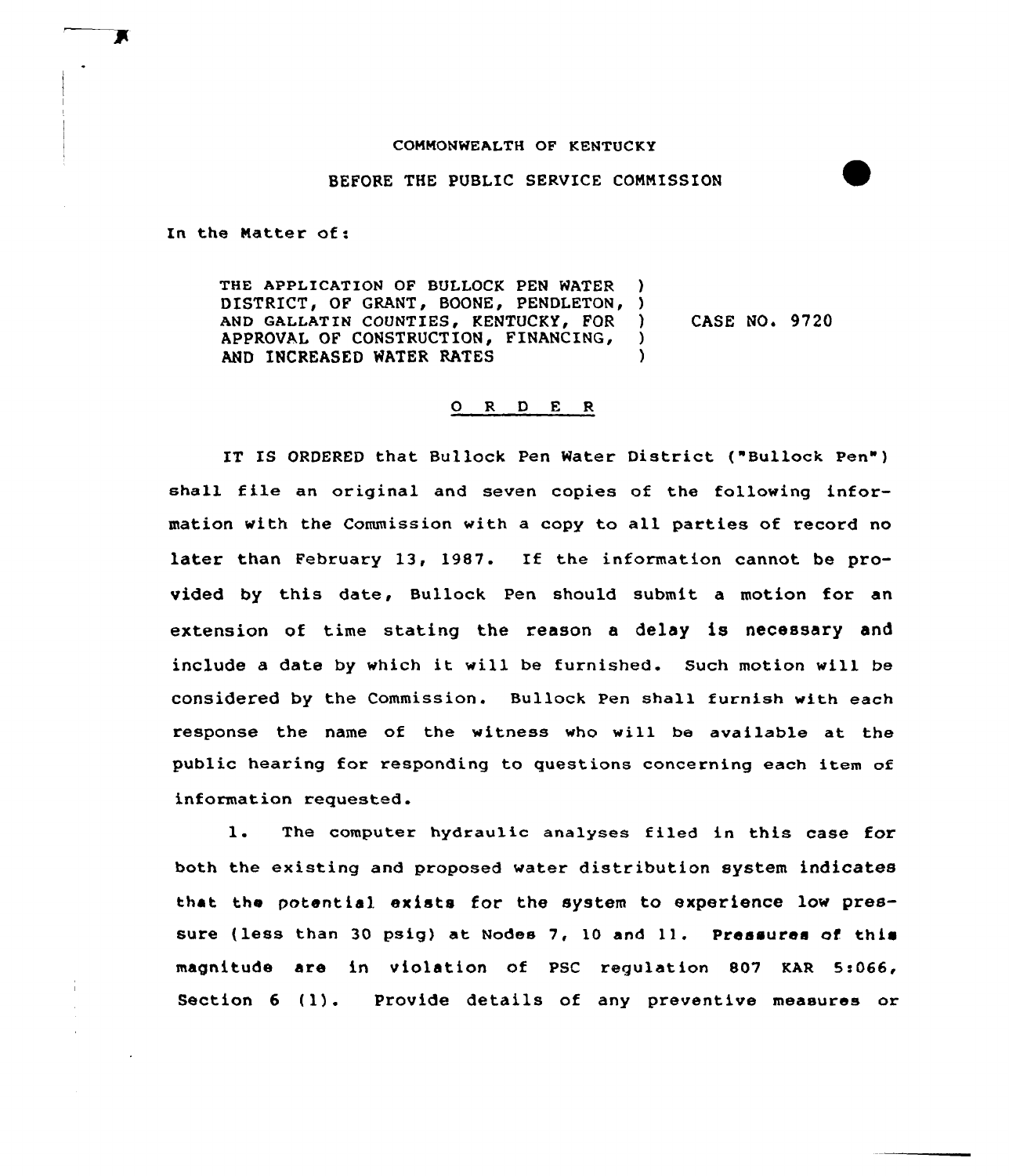COMMONWEALTH OF KENTUCKY

BEFORE THE PUBLIC SERVICE COMMISSION

In the Matter of:

| | | |
|---|---|---|
| THE APPLICATION OF BULLOCK PEN WATER DISTRICT, OF GRANT, BOONE, PENDLETON, AND GALLATIN COUNTIES, KENTUCKY, FOR APPROVAL OF CONSTRUCTION, FINANCING, AND INCREASED WATER RATES | ) ) ) ) ) | CASE NO. 9720 |

## O R D E R

IT IS ORDERED that Bullock Pen Water District ("Bullock Pen") shall file an original and seven copies of the following information with the Commission with a copy to all parties of record no later than February 13, 1987. If the information cannot be provided by this date, Bullock Pen should submit a motion for an extension of time stating the reason a delay is necessary and include a date by which it will be furnished. Such motion will be considered by the Commission. Bullock Pen shall furnish with each response the name of the witness who will be available at the public hearing for responding to questions concerning each item of information requested.

1. The computer hydraulic analyses filed in this case for both the existing and proposed water distribution system indicates that the potential exists for the system to experience low pressure (less than 30 psig) at Nodes 7, 10 and 11. Pressures of this magnitude are in violation of PSC regulation 807 KAR 5:066, Section 6 (1). Provide details of any preventive measures or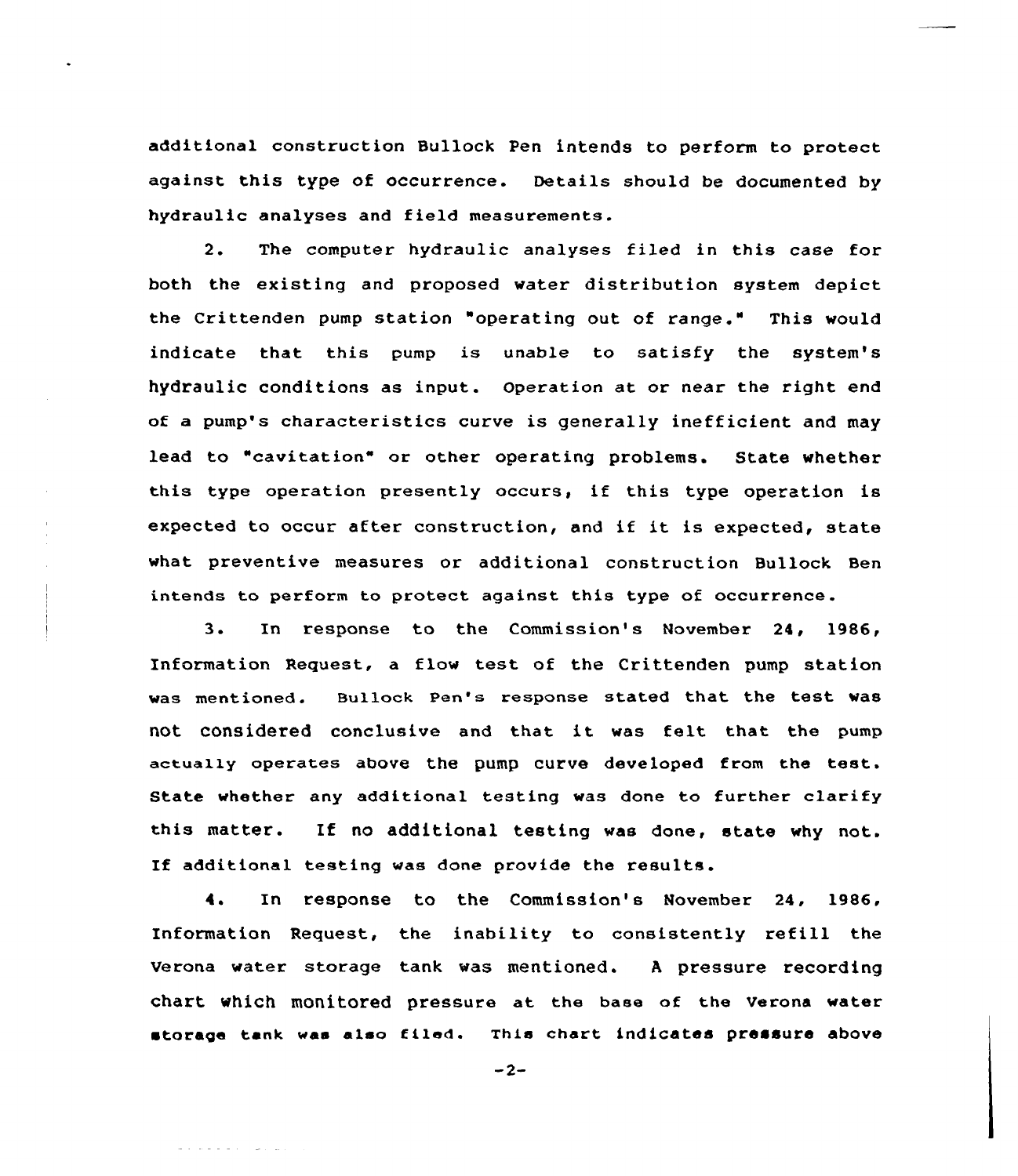additional construction Bullock Pen intends to perform to protect against this type of occurrence. Details should be documented by hydraulic analyses and field measurements.

2. The computer hydraulic analyses filed in this case for both the existing and proposed water distribution system depict the Crittenden pump station "operating out of range." This would indicate that this pump is unable to satisfy the system's hydraulic conditions as input. Operation at or near the right end of a pump's characteristics curve is generally inefficient and may lead to "cavitation" or other operating problems. State whether this type operation presently occurs, if this type operation is expected to occur after construction, and if it is expected, state what preventive measures or additional construction Bullock Ben intends to perform to protect against this type of occurrence.

3. In response to the Commission's November 24, 1986, Information Request, a flow test of the Crittenden pump station was mentioned. Bullock Pen's response stated that the test was not considered conclusive and that it was felt that the pump actually operates above the pump curve developed from the test. State whether any additional testing was done to further clarify this matter. If no additional testing was done, state why not. If additional testing was done provide the results.

4. In response to the Commission's November 24, 1986, Information Request, the inability to consistently refill the Verona water storage tank was mentioned. A pressure recording chart which monitored pressure at the base of the Verona water storage tank was also filed. This chart indicates pressure above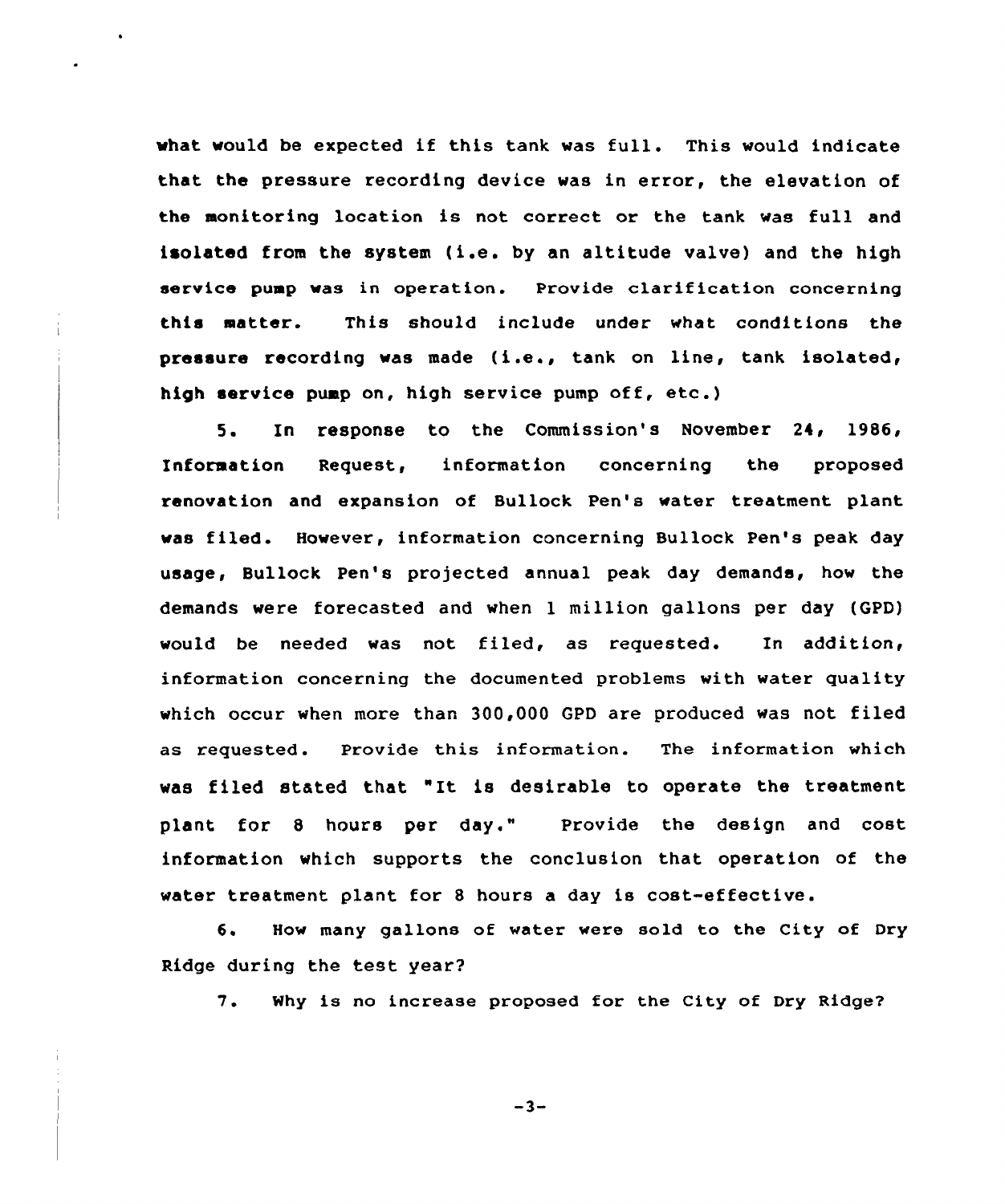what would be expected if this tank was full. This would indicate that the pressure recording device was in error, the elevation of the monitoring location is not correct or the tank was full and isolated from the system (i.e. by an altitude valve) and the high service pump was in operation. Provide clarification concerning this matter. This should include under what conditions the pressure recording was made (i.e., tank on line, tank isolated, high service pump on, high service pump off, etc.)

5. In response to the Commission's November 24, 1986, Information Request, information concerning the proposed renovation and expansion of Bullock Pen's water treatment plant was filed. However, information concerning Bullock Pen's peak day usage, Bullock Pen's projected annual peak day demands, how the demands were forecasted and when 1 million gallons per day (GPD) would be needed was not filed, as requested. In addition, information concerning the documented problems with water quality which occur when more than 300,000 GPD are produced was not filed as requested. Provide this information. The information which was filed stated that "It is desirable to operate the treatment plant for 8 hours per day." Provide the design and cost information which supports the conclusion that operation of the water treatment plant for 8 hours a day is cost-effective.

6. How many gallons of water were sold to the City of Dry Ridge during the test year?

7. Why is no increase proposed for the City of Dry Ridge?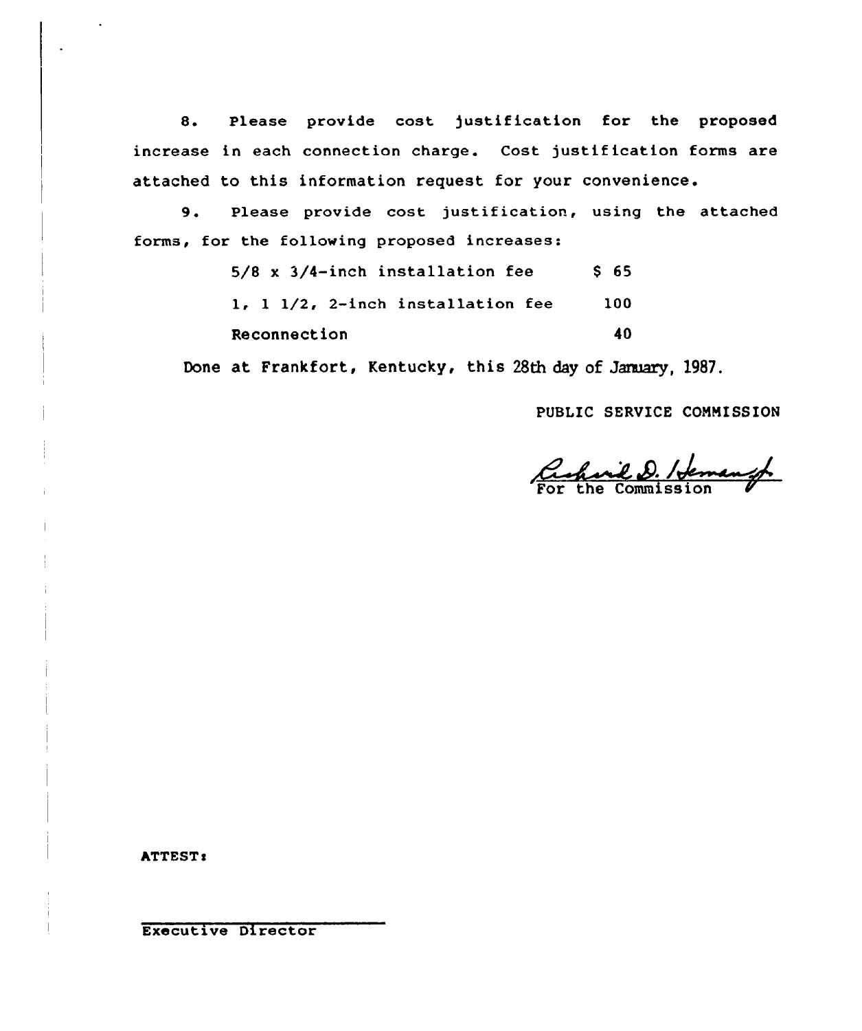8. Please provide cost justification for the proposed increase in each connection charge. Cost justification forms are attached to this information request for your convenience.

9. Please provide cost justification, using the attached forms, for the following proposed increases:

| | |
|---|---|
| 5/8 x 3/4-inch installation fee | $ 65 |
| 1, 1 1/2, 2-inch installation fee | 100 |
| Reconnection | 40 |

Done at Frankfort, Kentucky, this 28th day of January, 1987.

PUBLIC SERVICE COMMISSION

For the Commission

ATTEST:

Executive Director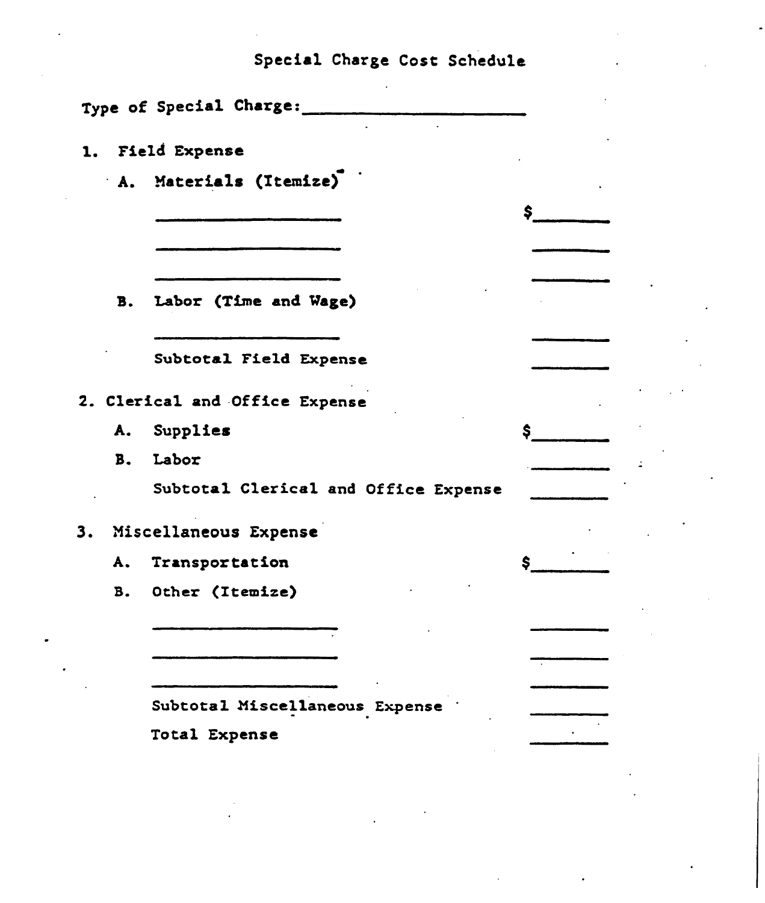# Special Charge Cost Schedule

Type of Special Charge: ______________________

1. Field Expense

   A. Materials (Itemize)

| | |
|---|---|
| ______________________ | $________ |
| ______________________ | ________ |
| ______________________ | ________ |

   B. Labor (Time and Wage)

| | |
|---|---|
| ______________________ | ________ |
| Subtotal Field Expense | ________ |

2. Clerical and Office Expense

| | |
|---|---|
| A. Supplies | $________ |
| B. Labor | ________ |
| Subtotal Clerical and Office Expense | ________ |

3. Miscellaneous Expense

| | |
|---|---|
| A. Transportation | $________ |
| B. Other (Itemize) | |
| ______________________ | ________ |
| ______________________ | ________ |
| ______________________ | ________ |
| Subtotal Miscellaneous Expense | ________ |
| Total Expense | ________ |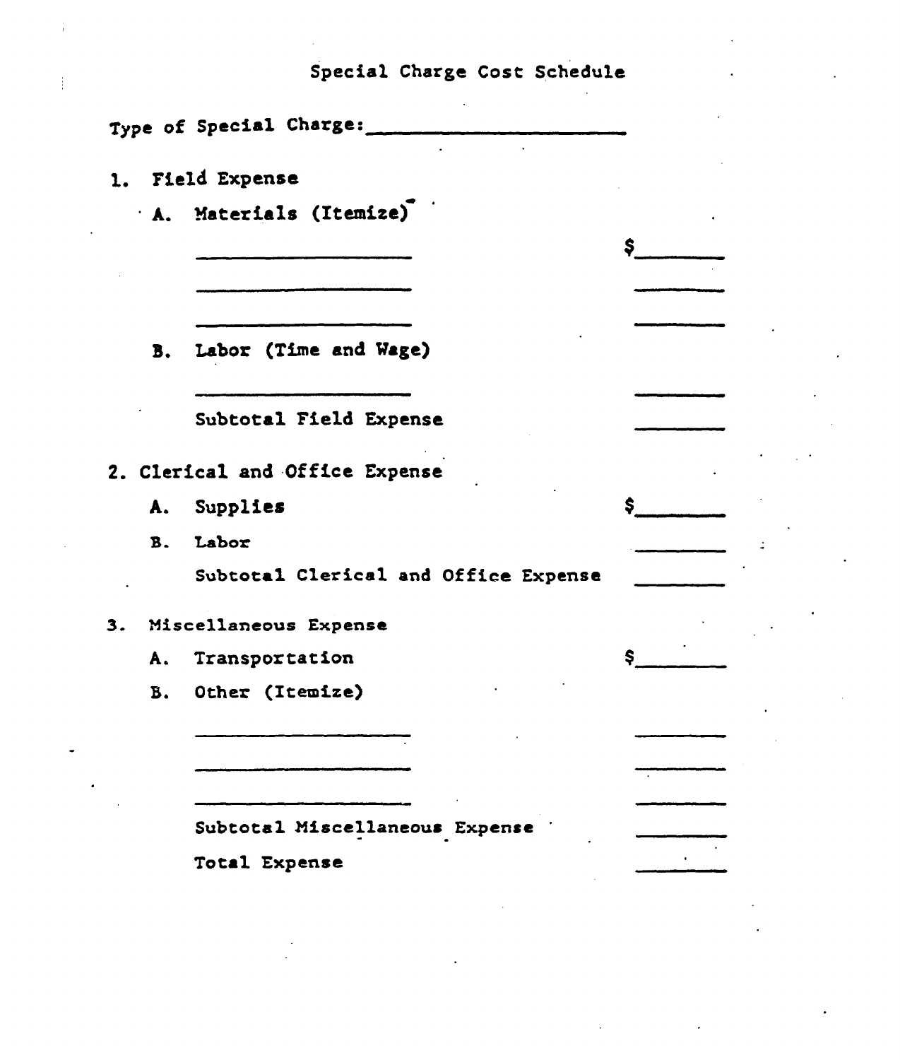# Special Charge Cost Schedule

Type of Special Charge: ______________________

1. Field Expense

   A. Materials (Itemize)

   | | |
   |---|---|
   | ____________________ | $________ |
   | ____________________ | ________ |
   | ____________________ | ________ |

   B. Labor (Time and Wage)

   | | |
   |---|---|
   | ____________________ | ________ |
   | Subtotal Field Expense | ________ |

2. Clerical and Office Expense

   | | |
   |---|---|
   | A. Supplies | $________ |
   | B. Labor | ________ |
   | Subtotal Clerical and Office Expense | ________ |

3. Miscellaneous Expense

   | | |
   |---|---|
   | A. Transportation | $________ |
   | B. Other (Itemize) | |
   | ____________________ | ________ |
   | ____________________ | ________ |
   | ____________________ | ________ |
   | Subtotal Miscellaneous Expense | ________ |
   | Total Expense | ________ |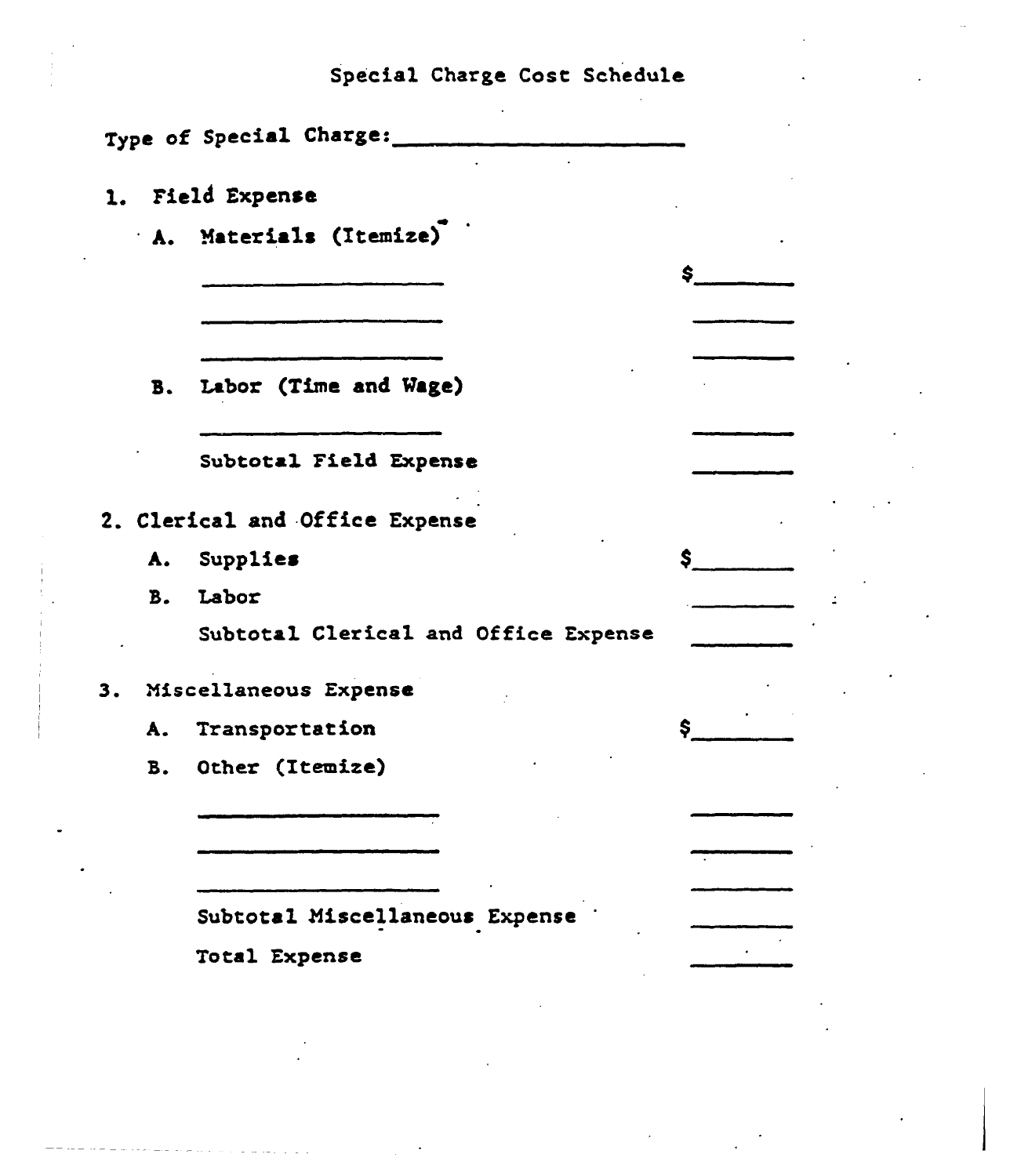# Special Charge Cost Schedule

Type of Special Charge: ______________________

1. Field Expense

   A. Materials (Itemize)

| | |
|---|---|
| ______________________ | $________ |
| ______________________ | ________ |
| ______________________ | ________ |

   B. Labor (Time and Wage)

| | |
|---|---|
| ______________________ | ________ |
| Subtotal Field Expense | ________ |

2. Clerical and Office Expense

| | |
|---|---|
| A. Supplies | $________ |
| B. Labor | ________ |
| Subtotal Clerical and Office Expense | ________ |

3. Miscellaneous Expense

| | |
|---|---|
| A. Transportation | $________ |

   B. Other (Itemize)

| | |
|---|---|
| ______________________ | ________ |
| ______________________ | ________ |
| ______________________ | ________ |
| Subtotal Miscellaneous Expense | ________ |
| Total Expense | ________ |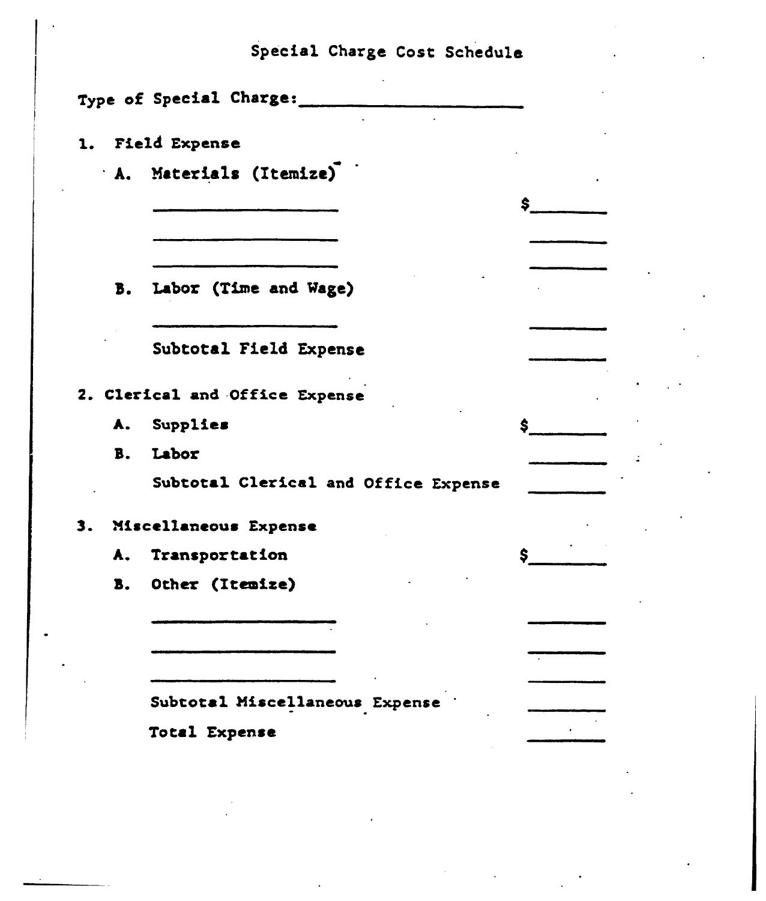# Special Charge Cost Schedule

Type of Special Charge: ______________________

1. Field Expense

   A. Materials (Itemize)

   | | |
   |---|---|
   | ____________________ | $________ |
   | ____________________ | ________ |
   | ____________________ | ________ |

   B. Labor (Time and Wage)

   | | |
   |---|---|
   | ____________________ | ________ |
   | Subtotal Field Expense | ________ |

2. Clerical and Office Expense

   | | |
   |---|---|
   | A. Supplies | $________ |
   | B. Labor | ________ |
   | Subtotal Clerical and Office Expense | ________ |

3. Miscellaneous Expense

   | | |
   |---|---|
   | A. Transportation | $________ |

   B. Other (Itemize)

   | | |
   |---|---|
   | ____________________ | ________ |
   | ____________________ | ________ |
   | ____________________ | ________ |
   | Subtotal Miscellaneous Expense | ________ |
   | Total Expense | ________ |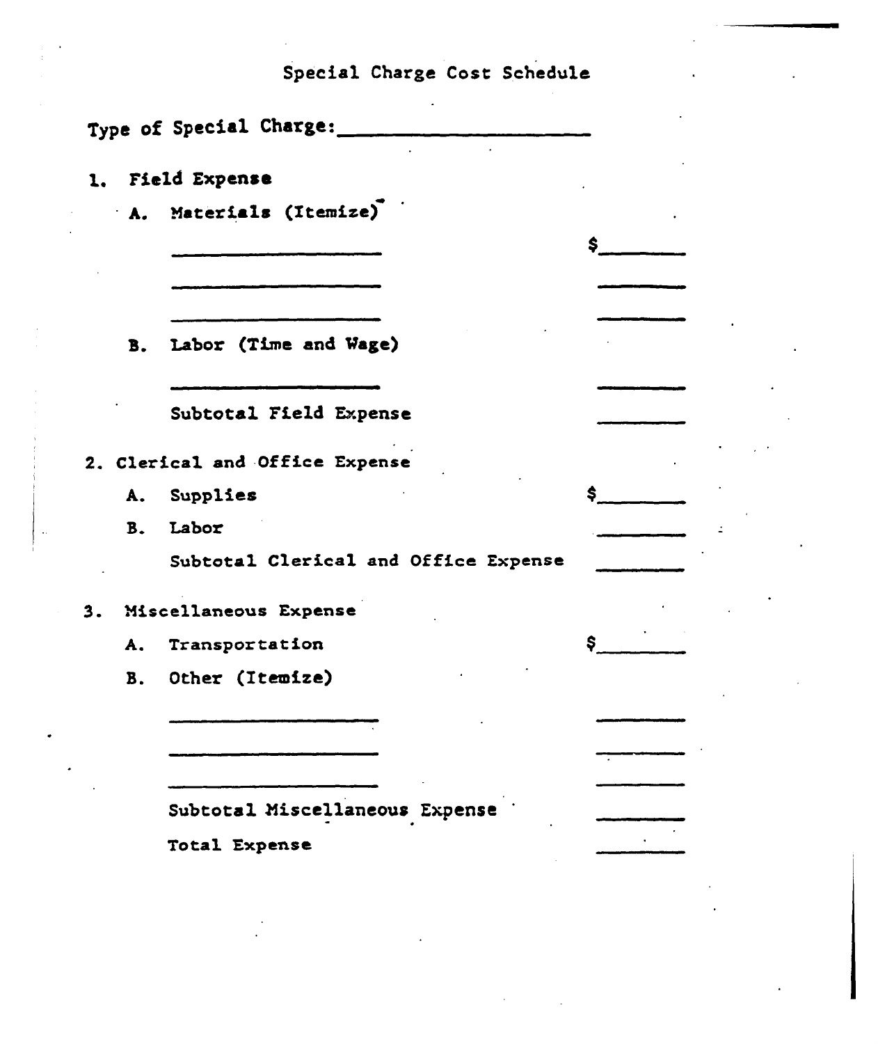# Special Charge Cost Schedule

Type of Special Charge: ______________________

1. **Field Expense**

   A. Materials (Itemize)

| | |
|---|---|
| ______________________ | $________ |
| ______________________ | ________ |
| ______________________ | ________ |

   B. Labor (Time and Wage)

| | |
|---|---|
| ______________________ | ________ |
| Subtotal Field Expense | ________ |

2. **Clerical and Office Expense**

| | |
|---|---|
| A. Supplies | $________ |
| B. Labor | ________ |
| Subtotal Clerical and Office Expense | ________ |

3. **Miscellaneous Expense**

| | |
|---|---|
| A. Transportation | $________ |
| B. Other (Itemize) | |
| ______________________ | ________ |
| ______________________ | ________ |
| ______________________ | ________ |
| Subtotal Miscellaneous Expense | ________ |
| Total Expense | ________ |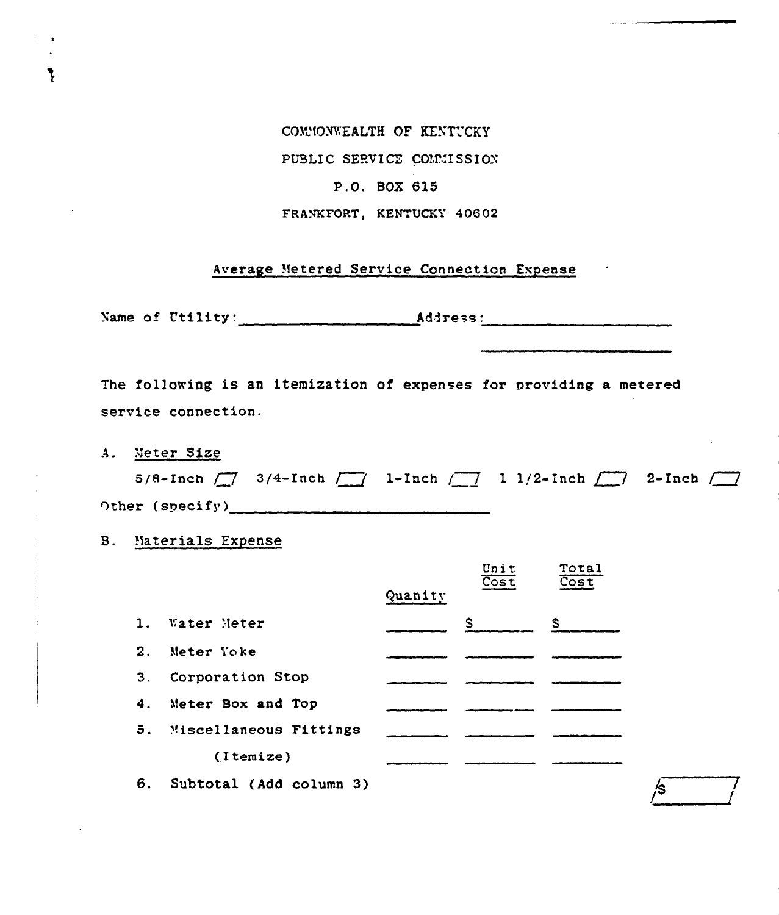COMMONWEALTH OF KENTUCKY

PUBLIC SERVICE COMMISSION

P.O. BOX 615

FRANKFORT, KENTUCKY 40602

## Average Metered Service Connection Expense

Name of Utility: ____________________ Address: ____________________

____________________

The following is an itemization of expenses for providing a metered service connection.

A. Meter Size

5/8-Inch [ ] 3/4-Inch [ ] 1-Inch [ ] 1 1/2-Inch [ ] 2-Inch [ ]

Other (specify) ______________________________

B. Materials Expense

| | Quanity | Unit Cost | Total Cost |
|---|---|---|---|
| 1. Water Meter | ______ | $ ______ | $ ______ |
| 2. Meter Yoke | ______ | ______ | ______ |
| 3. Corporation Stop | ______ | ______ | ______ |
| 4. Meter Box and Top | ______ | ______ | ______ |
| 5. Miscellaneous Fittings | ______ | ______ | ______ |
| (Itemize) | ______ | ______ | ______ |

6. Subtotal (Add column 3) [$ ______]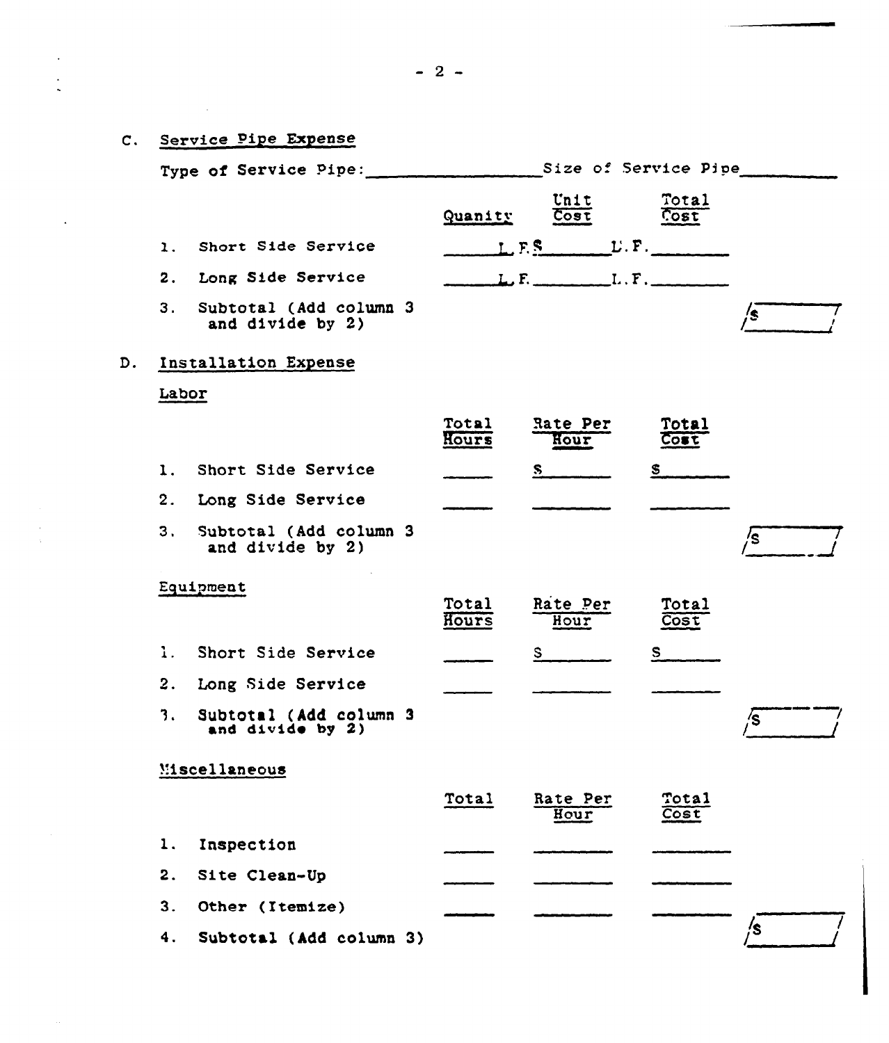C. Service Pipe Expense

Type of Service Pipe:________________ Size of Service Pipe__________

| | Quanity | Unit Cost | Total Cost | |
|---|---|---|---|---|
| 1. Short Side Service | ______L.F. | $______L.F. | ________ | |
| 2. Long Side Service | ______L.F. | ________L.F. | ________ | |
| 3. Subtotal (Add column 3 and divide by 2) | | | | $ |

D. Installation Expense

Labor

| | Total Hours | Rate Per Hour | Total Cost | |
|---|---|---|---|---|
| 1. Short Side Service | _____ | $ ______ | $ ______ | |
| 2. Long Side Service | _____ | ______ | ______ | |
| 3. Subtotal (Add column 3 and divide by 2) | | | | $ |

Equipment

| | Total Hours | Rate Per Hour | Total Cost | |
|---|---|---|---|---|
| 1. Short Side Service | _____ | $ ______ | $ ______ | |
| 2. Long Side Service | _____ | ______ | ______ | |
| 3. Subtotal (Add column 3 and divide by 2) | | | | $ |

Miscellaneous

| | Total | Rate Per Hour | Total Cost | |
|---|---|---|---|---|
| 1. Inspection | _____ | ______ | ______ | |
| 2. Site Clean-Up | _____ | ______ | ______ | |
| 3. Other (Itemize) | _____ | ______ | ______ | |
| 4. Subtotal (Add column 3) | | | | $ |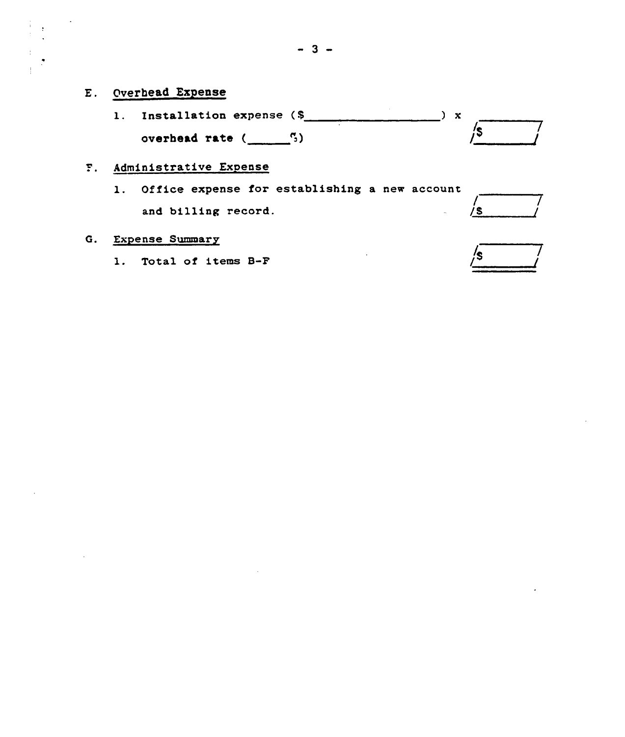E. Overhead Expense

1. Installation expense ($\_\_\_\_\_\_\_\_\_\_\_\_\_\_\_\_\_\_\_\_) x overhead rate (\_\_\_\_\_\_%) — $\_\_\_\_\_\_\_\_\_\_

F. Administrative Expense

1. Office expense for establishing a new account and billing record. — $\_\_\_\_\_\_\_\_\_\_

G. Expense Summary

1. Total of items B-F — $\_\_\_\_\_\_\_\_\_\_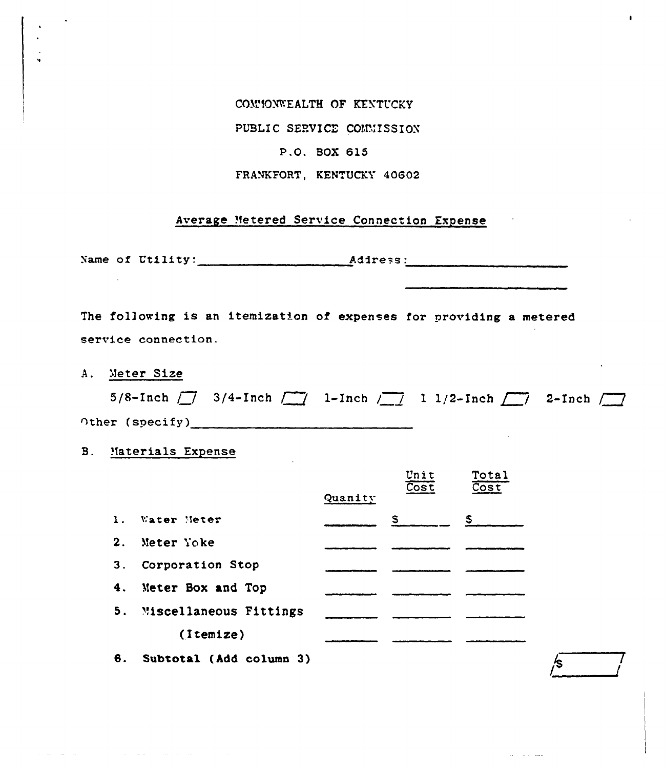COMMONWEALTH OF KENTUCKY

PUBLIC SERVICE COMMISSION

P.O. BOX 615

FRANKFORT, KENTUCKY 40602

## Average Metered Service Connection Expense

Name of Utility:____________________ Address:______________________

______________________

The following is an itemization of expenses for providing a metered service connection.

A. Meter Size

5/8-Inch [ ] 3/4-Inch [ ] 1-Inch [ ] 1 1/2-Inch [ ] 2-Inch [ ]

Other (specify)______________________________

B. Materials Expense

| | Quanity | Unit Cost | Total Cost |
|---|---|---|---|
| 1. Water Meter | ______ | $______ | $______ |
| 2. Meter Yoke | ______ | ______ | ______ |
| 3. Corporation Stop | ______ | ______ | ______ |
| 4. Meter Box and Top | ______ | ______ | ______ |
| 5. Miscellaneous Fittings | ______ | ______ | ______ |
| (Itemize) | ______ | ______ | ______ |

6. Subtotal (Add column 3) $______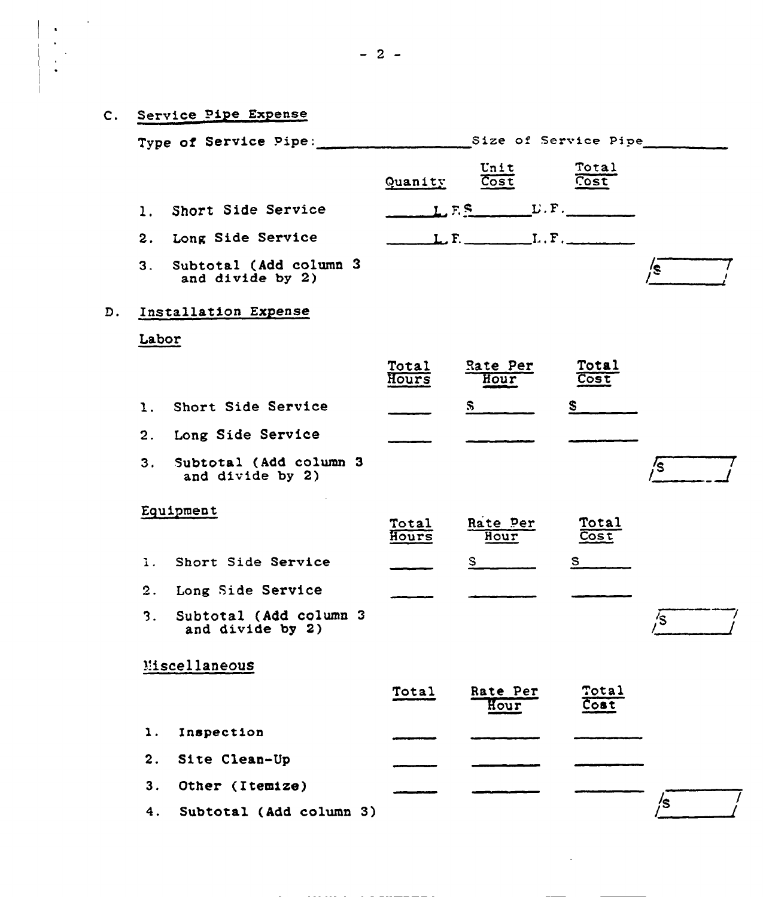## C. Service Pipe Expense

Type of Service Pipe: ________________ Size of Service Pipe __________

| | Quanity | Unit Cost | Total Cost | |
|---|---|---|---|---|
| 1. Short Side Service | ______ L.F. | $ ______ L.F. | ______ | |
| 2. Long Side Service | ______ L.F. | ______ L.F. | ______ | |
| 3. Subtotal (Add column 3 and divide by 2) | | | | $ ______ |

## D. Installation Expense

### Labor

| | Total Hours | Rate Per Hour | Total Cost | |
|---|---|---|---|---|
| 1. Short Side Service | ______ | $ ______ | $ ______ | |
| 2. Long Side Service | ______ | ______ | ______ | |
| 3. Subtotal (Add column 3 and divide by 2) | | | | $ ______ |

### Equipment

| | Total Hours | Rate Per Hour | Total Cost | |
|---|---|---|---|---|
| 1. Short Side Service | ______ | $ ______ | $ ______ | |
| 2. Long Side Service | ______ | ______ | ______ | |
| 3. Subtotal (Add column 3 and divide by 2) | | | | $ ______ |

### Miscellaneous

| | Total | Rate Per Hour | Total Cost | |
|---|---|---|---|---|
| 1. Inspection | ______ | ______ | ______ | |
| 2. Site Clean-Up | ______ | ______ | ______ | |
| 3. Other (Itemize) | ______ | ______ | ______ | |
| 4. Subtotal (Add column 3) | | | | $ ______ |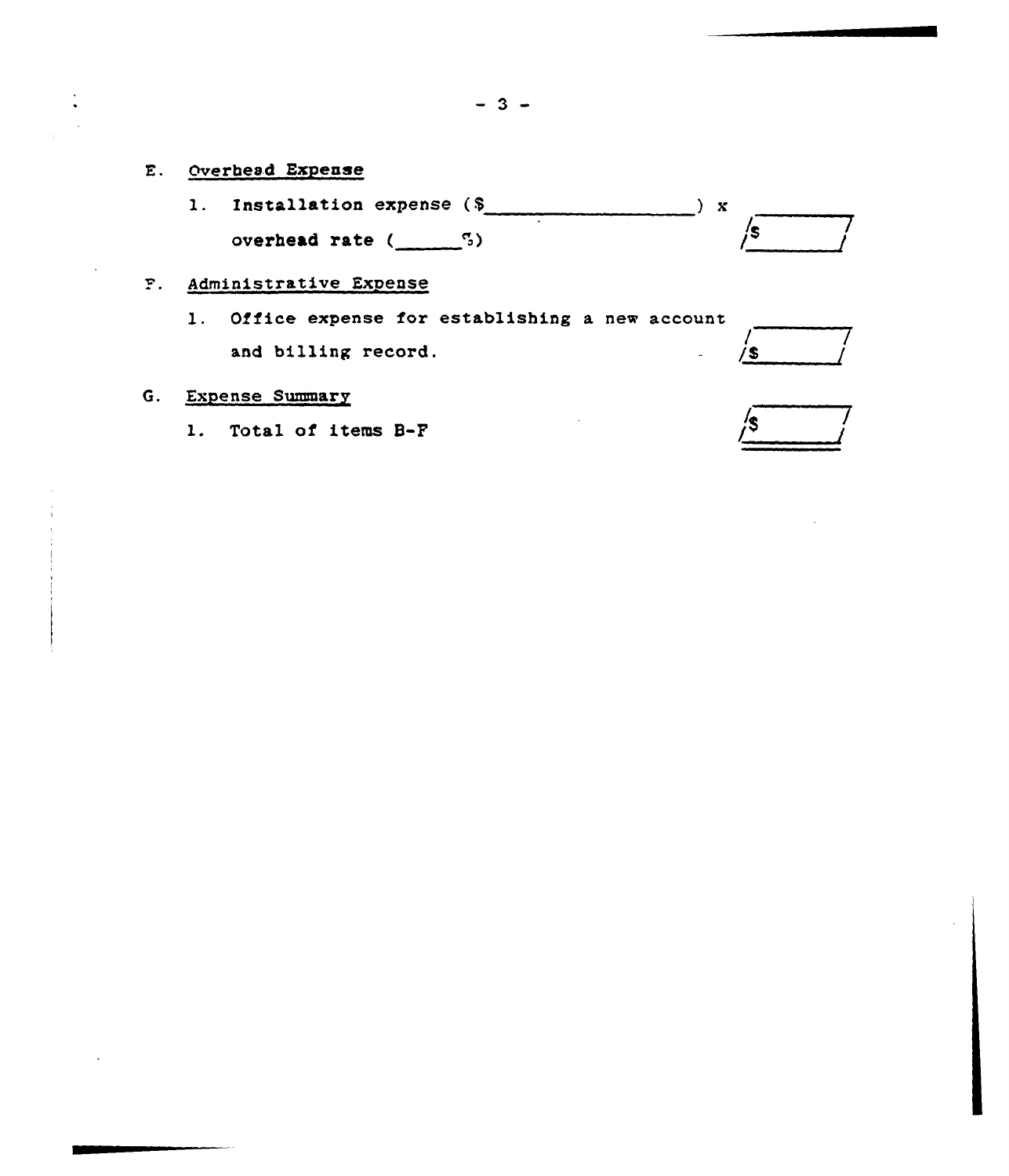E. Overhead Expense

1. Installation expense ($\_\_\_\_\_\_\_\_\_\_\_\_\_\_\_\_\_\_) x overhead rate (\_\_\_\_\_\_%) — $\_\_\_\_\_\_\_\_

F. Administrative Expense

1. Office expense for establishing a new account and billing record. — $\_\_\_\_\_\_\_\_

G. Expense Summary

1. Total of items B-F — $\_\_\_\_\_\_\_\_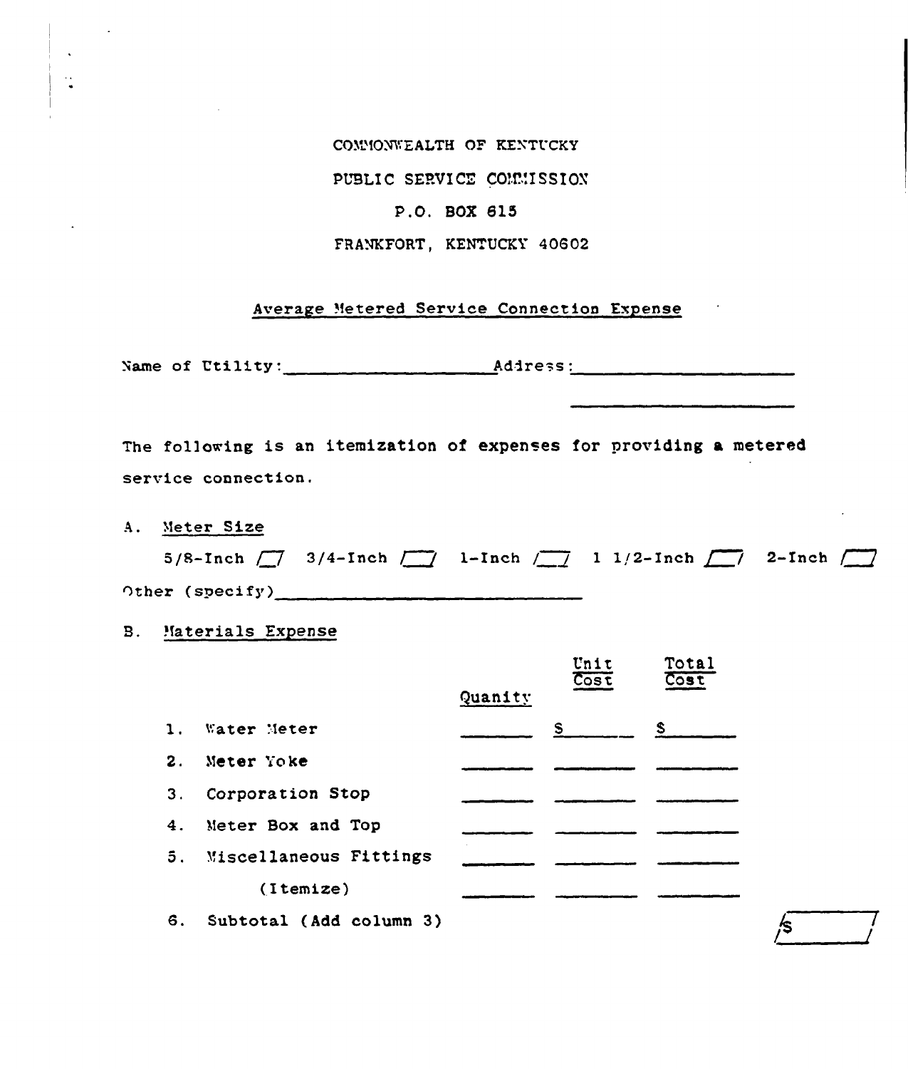COMMONWEALTH OF KENTUCKY

PUBLIC SERVICE COMMISSION

P.O. BOX 615

FRANKFORT, KENTUCKY 40602

## Average Metered Service Connection Expense

Name of Utility: ____________________ Address: ______________________

______________________

The following is an itemization of expenses for providing a metered service connection.

A. Meter Size

5/8-Inch [ ] 3/4-Inch [ ] 1-Inch [ ] 1 1/2-Inch [ ] 2-Inch [ ]

Other (specify) ______________________________

B. Materials Expense

| | Quanity | Unit Cost | Total Cost |
|---|---|---|---|
| 1. Water Meter | _______ | $ _______ | $ _______ |
| 2. Meter Yoke | _______ | _______ | _______ |
| 3. Corporation Stop | _______ | _______ | _______ |
| 4. Meter Box and Top | _______ | _______ | _______ |
| 5. Miscellaneous Fittings | _______ | _______ | _______ |
| (Itemize) | _______ | _______ | _______ |

6. Subtotal (Add column 3) [$ ________ ]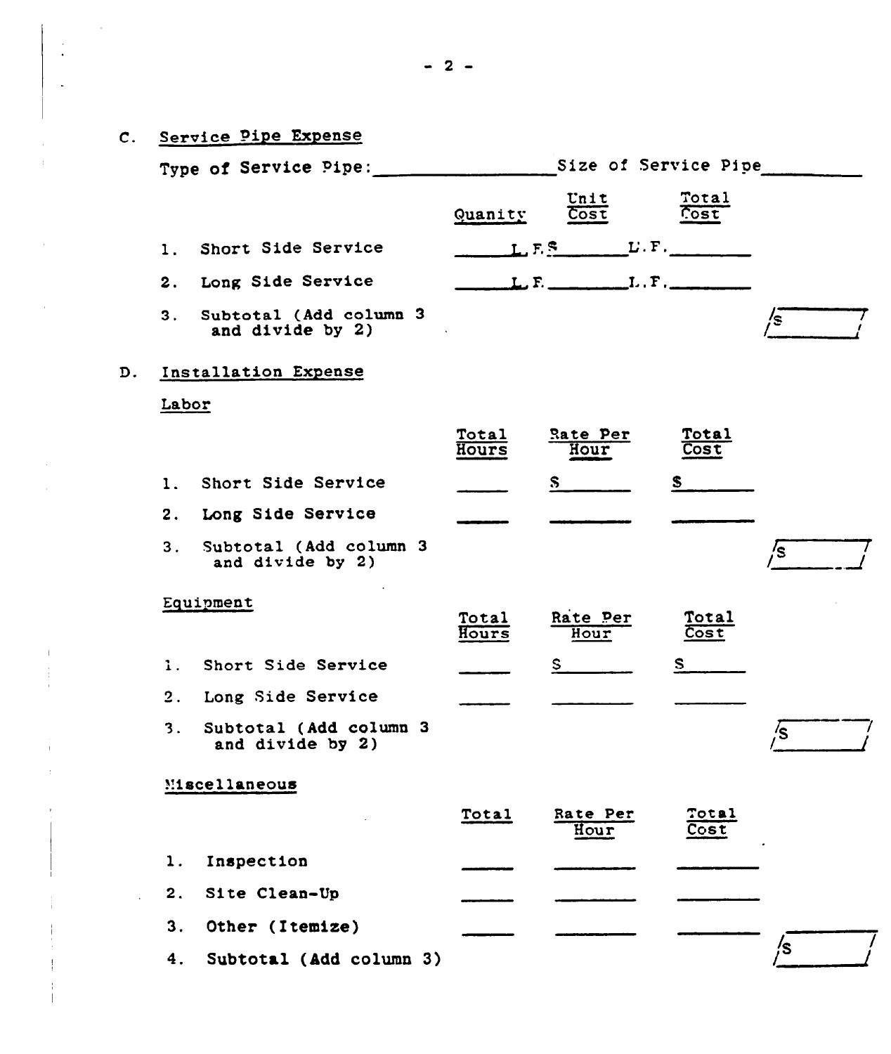C. Service Pipe Expense

Type of Service Pipe: _______________ Size of Service Pipe _________

| | Quanity | Unit Cost | Total Cost | |
|---|---|---|---|---|
| 1. Short Side Service | _____ L.F. | $ _____ L.F. | _______ | |
| 2. Long Side Service | _____ L.F. | _______ L.F. | _______ | |
| 3. Subtotal (Add column 3 and divide by 2) | | | | $ _______ |

D. Installation Expense

Labor

| | Total Hours | Rate Per Hour | Total Cost | |
|---|---|---|---|---|
| 1. Short Side Service | _____ | $ _____ | $ _____ | |
| 2. Long Side Service | _____ | _______ | _______ | |
| 3. Subtotal (Add column 3 and divide by 2) | | | | $ _______ |

Equipment

| | Total Hours | Rate Per Hour | Total Cost | |
|---|---|---|---|---|
| 1. Short Side Service | _____ | $ _____ | $ _____ | |
| 2. Long Side Service | _____ | _______ | _______ | |
| 3. Subtotal (Add column 3 and divide by 2) | | | | $ _______ |

Miscellaneous

| | Total | Rate Per Hour | Total Cost | |
|---|---|---|---|---|
| 1. Inspection | _____ | _______ | _______ | |
| 2. Site Clean-Up | _____ | _______ | _______ | |
| 3. Other (Itemize) | _____ | _______ | _______ | |
| 4. Subtotal (Add column 3) | | | | $ _______ |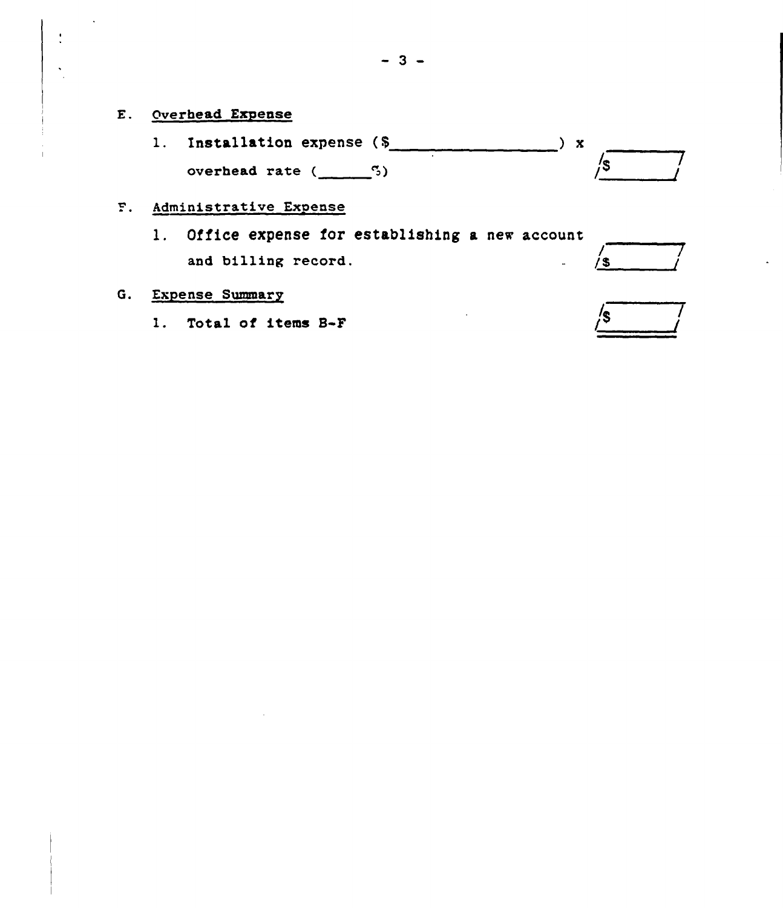E. Overhead Expense

1. Installation expense ($\_\_\_\_\_\_\_\_\_\_\_\_\_\_\_\_\_\_) x overhead rate (\_\_\_\_\_\_%) $\_\_\_\_\_\_\_\_

F. Administrative Expense

1. Office expense for establishing a new account and billing record. $\_\_\_\_\_\_\_\_

G. Expense Summary

1. Total of items B-F $\_\_\_\_\_\_\_\_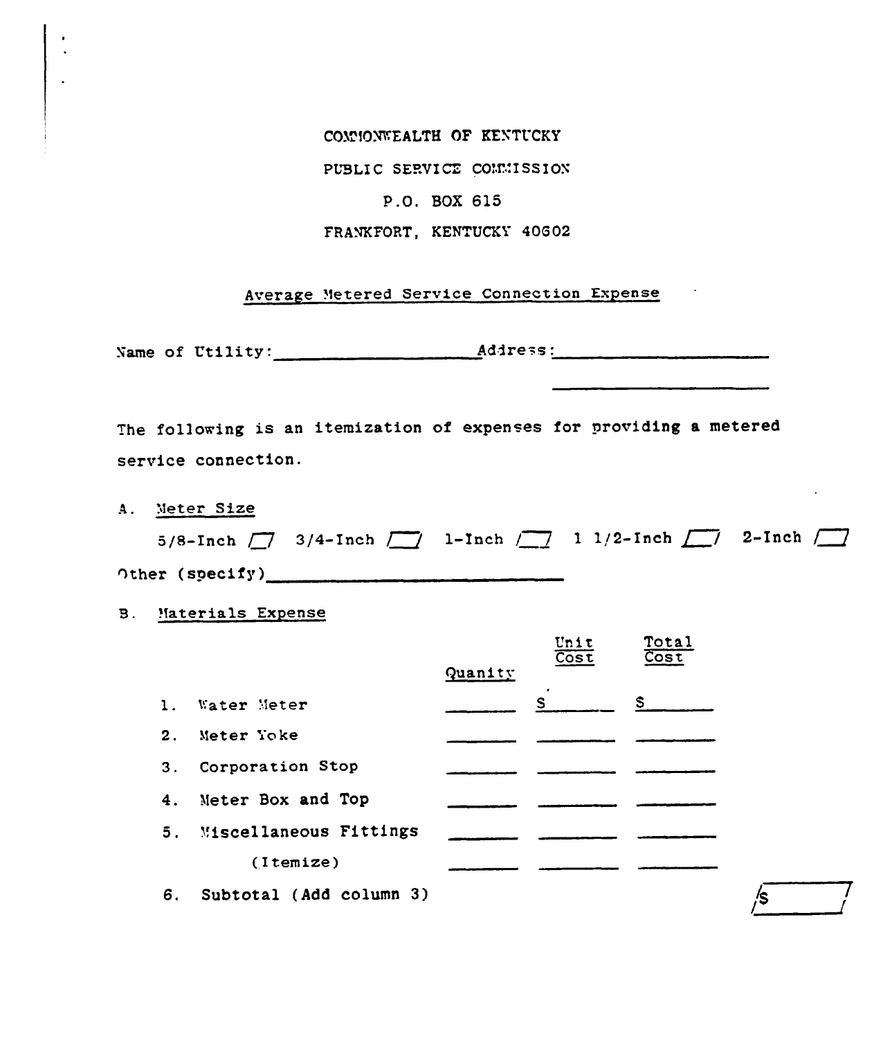COMMONWEALTH OF KENTUCKY

PUBLIC SERVICE COMMISSION

P.O. BOX 615

FRANKFORT, KENTUCKY 40602

## Average Metered Service Connection Expense

Name of Utility: ____________________ Address: ______________________

______________________

The following is an itemization of expenses for providing a metered service connection.

A. Meter Size

5/8-Inch [ ] 3/4-Inch [ ] 1-Inch [ ] 1 1/2-Inch [ ] 2-Inch [ ]

Other (specify) ______________________________

B. Materials Expense

| | Quanity | Unit Cost | Total Cost |
|---|---|---|---|
| 1. Water Meter | ______ | $ ______ | $ ______ |
| 2. Meter Yoke | ______ | ______ | ______ |
| 3. Corporation Stop | ______ | ______ | ______ |
| 4. Meter Box and Top | ______ | ______ | ______ |
| 5. Miscellaneous Fittings | ______ | ______ | ______ |
| (Itemize) | ______ | ______ | ______ |

6. Subtotal (Add column 3) [ $ ______ ]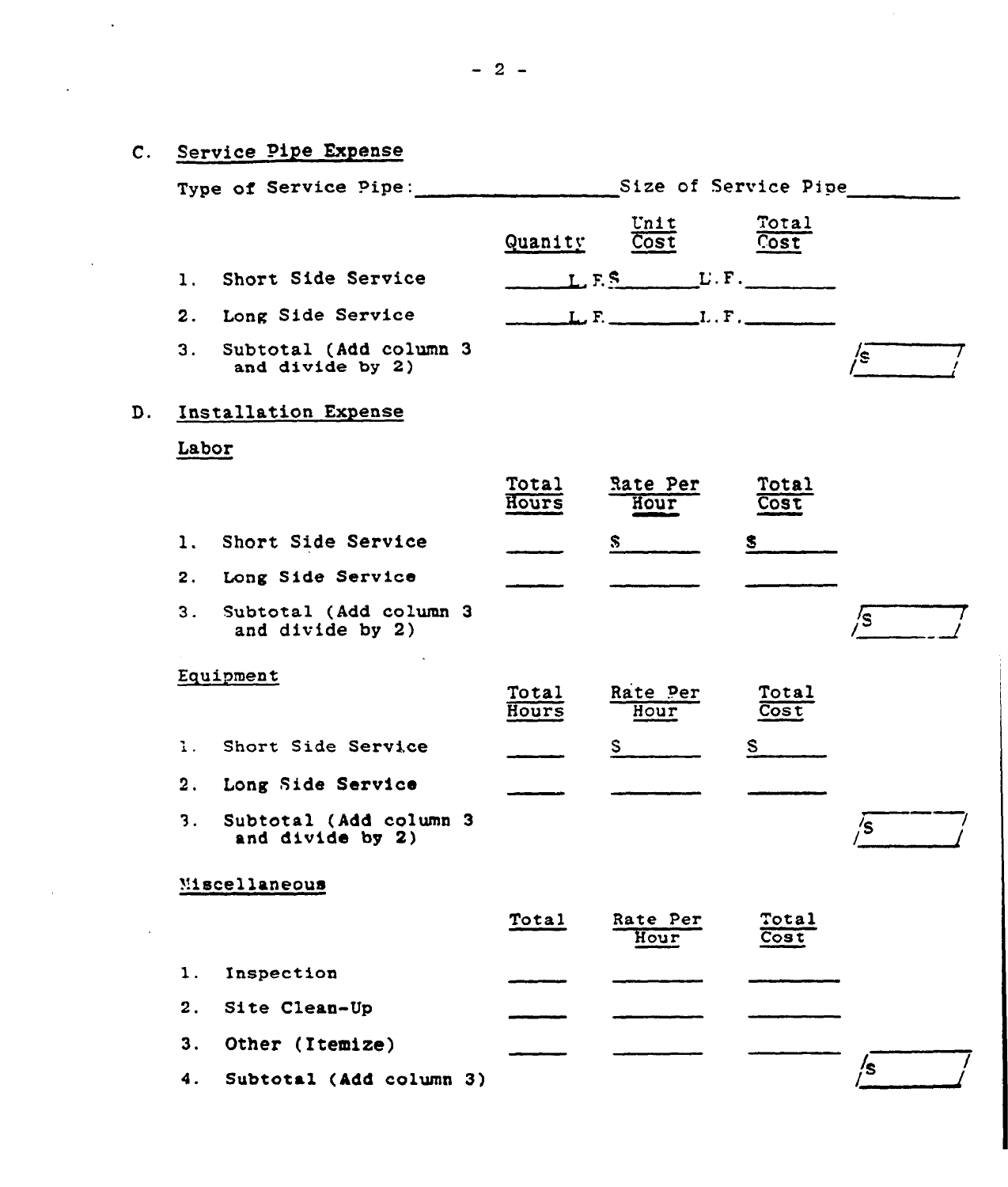## C. Service Pipe Expense

Type of Service Pipe: ________________ Size of Service Pipe __________

| | Quanity | Unit Cost | Total Cost | |
|---|---|---|---|---|
| 1. Short Side Service | ______ L.F. | $ ______ L.F. | ________ | |
| 2. Long Side Service | ______ L.F. | ______ L.F. | ________ | |
| 3. Subtotal (Add column 3 and divide by 2) | | | | $ ________ |

## D. Installation Expense

### Labor

| | Total Hours | Rate Per Hour | Total Cost | |
|---|---|---|---|---|
| 1. Short Side Service | ______ | $ ______ | $ ______ | |
| 2. Long Side Service | ______ | ______ | ______ | |
| 3. Subtotal (Add column 3 and divide by 2) | | | | $ ________ |

### Equipment

| | Total Hours | Rate Per Hour | Total Cost | |
|---|---|---|---|---|
| 1. Short Side Service | ______ | $ ______ | $ ______ | |
| 2. Long Side Service | ______ | ______ | ______ | |
| 3. Subtotal (Add column 3 and divide by 2) | | | | $ ________ |

### Miscellaneous

| | Total | Rate Per Hour | Total Cost | |
|---|---|---|---|---|
| 1. Inspection | ______ | ______ | ______ | |
| 2. Site Clean-Up | ______ | ______ | ______ | |
| 3. Other (Itemize) | ______ | ______ | ______ | |
| 4. Subtotal (Add column 3) | | | | $ ________ |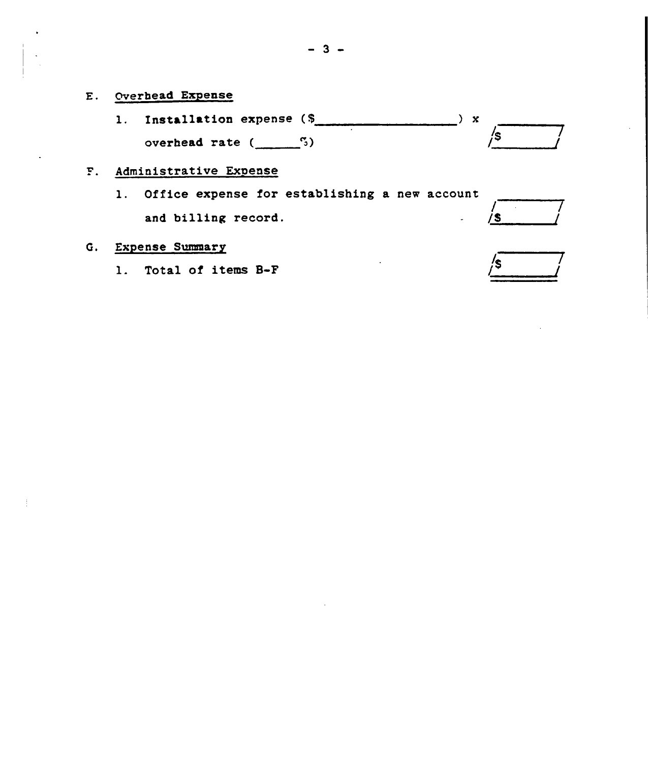E. Overhead Expense

1. Installation expense ($\_\_\_\_\_\_\_\_\_\_\_\_\_\_\_\_\_\_) x overhead rate (\_\_\_\_\_\_%) — $\_\_\_\_\_\_\_\_

F. Administrative Expense

1. Office expense for establishing a new account and billing record. — $\_\_\_\_\_\_\_\_

G. Expense Summary

1. Total of items B-F — $\_\_\_\_\_\_\_\_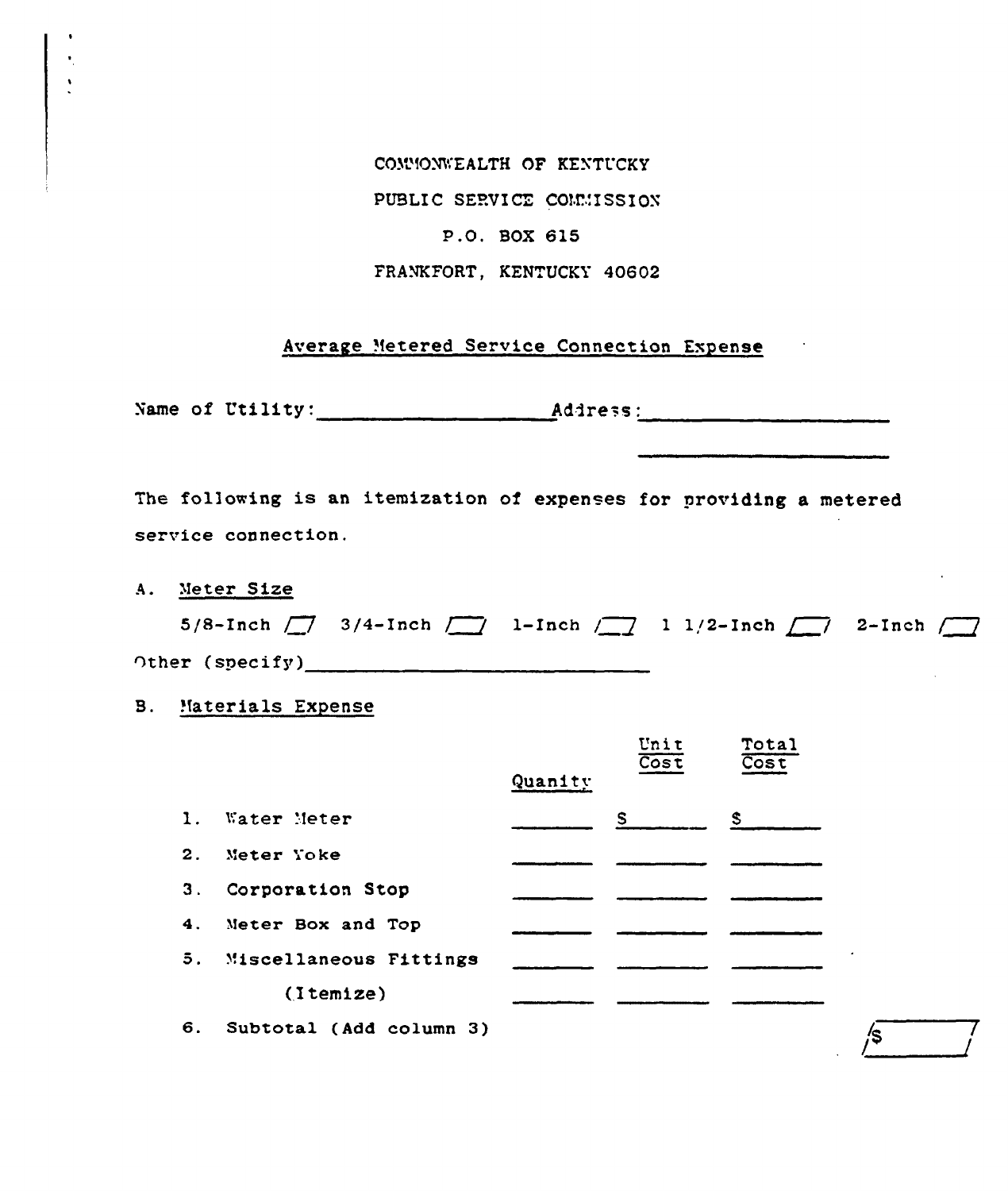COMMONWEALTH OF KENTUCKY

PUBLIC SERVICE COMMISSION

P.O. BOX 615

FRANKFORT, KENTUCKY 40602

## Average Metered Service Connection Expense

Name of Utility:____________________ Address:______________________

______________________

The following is an itemization of expenses for providing a metered service connection.

A. Meter Size

5/8-Inch /__/ 3/4-Inch /__/ 1-Inch /__/ 1 1/2-Inch /__/ 2-Inch /__/

Other (specify)________________________________

B. Materials Expense

| | Quanity | Unit Cost | Total Cost |
|---|---|---|---|
| 1. Water Meter | _______ | $_______ | $_______ |
| 2. Meter Yoke | _______ | _______ | _______ |
| 3. Corporation Stop | _______ | _______ | _______ |
| 4. Meter Box and Top | _______ | _______ | _______ |
| 5. Miscellaneous Fittings | _______ | _______ | _______ |
| (Itemize) | _______ | _______ | _______ |
| 6. Subtotal (Add column 3) | | | /$ _______/ |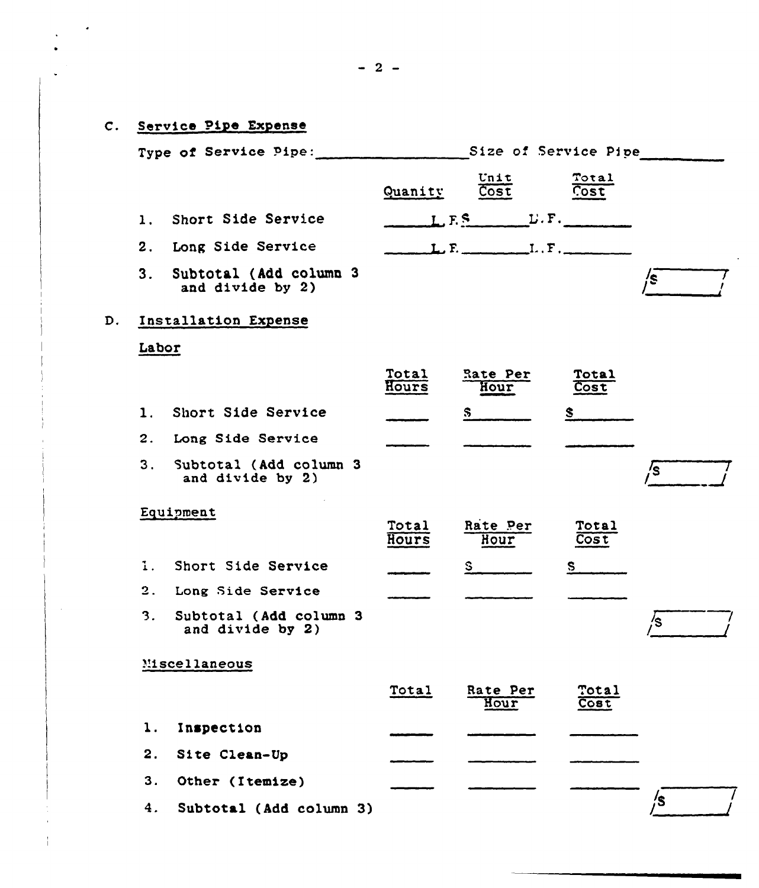C. **Service Pipe Expense**

Type of Service Pipe: ________________ Size of Service Pipe ________

| | Quanity | Unit Cost | Total Cost | |
|---|---|---|---|---|
| 1. Short Side Service | ______ L.F. | $______ L.F. | ________ | |
| 2. Long Side Service | ______ L.F. | ________ L.F. | ________ | |
| 3. Subtotal (Add column 3 and divide by 2) | | | | $ ________ |

D. **Installation Expense**

**Labor**

| | Total Hours | Rate Per Hour | Total Cost | |
|---|---|---|---|---|
| 1. Short Side Service | ______ | $ ______ | $ ______ | |
| 2. Long Side Service | ______ | ______ | ______ | |
| 3. Subtotal (Add column 3 and divide by 2) | | | | $ ________ |

**Equipment**

| | Total Hours | Rate Per Hour | Total Cost | |
|---|---|---|---|---|
| 1. Short Side Service | ______ | $ ______ | $ ______ | |
| 2. Long Side Service | ______ | ______ | ______ | |
| 3. Subtotal (Add column 3 and divide by 2) | | | | $ ________ |

**Miscellaneous**

| | Total | Rate Per Hour | Total Cost | |
|---|---|---|---|---|
| 1. Inspection | ______ | ______ | ______ | |
| 2. Site Clean-Up | ______ | ______ | ______ | |
| 3. Other (Itemize) | ______ | ______ | ______ | |
| 4. Subtotal (Add column 3) | | | | $ ________ |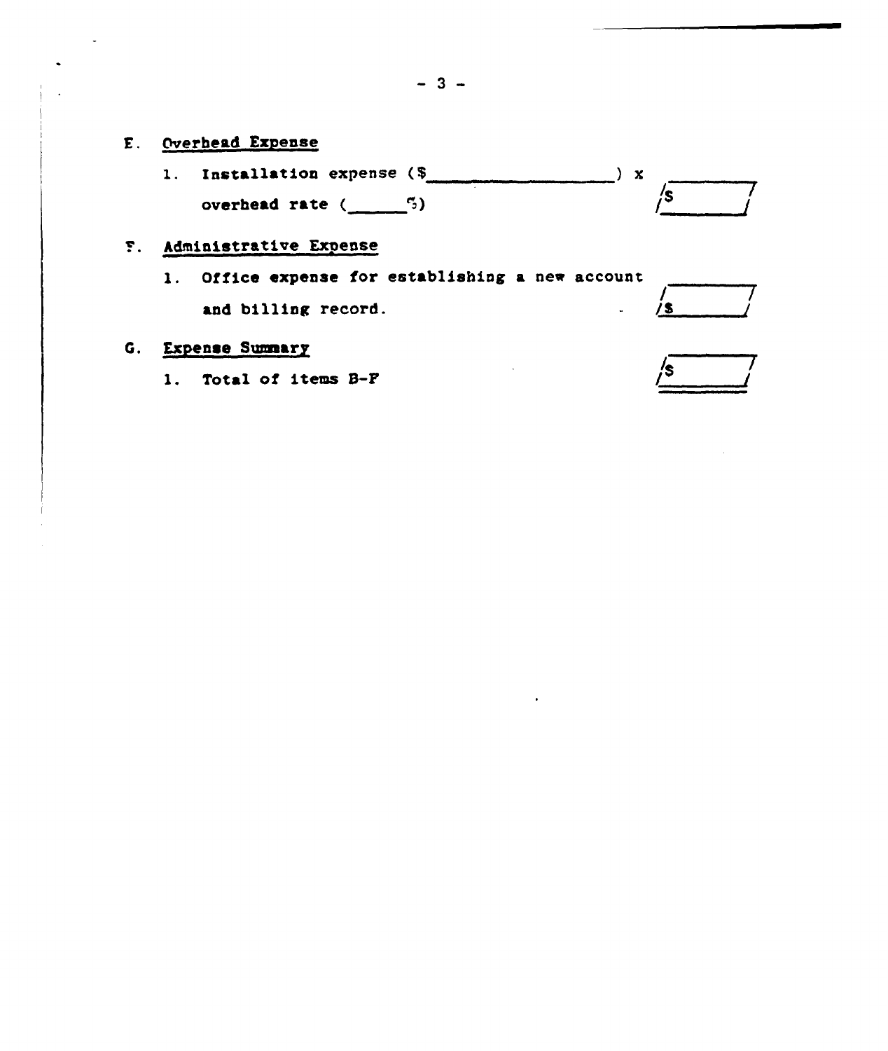E. **Overhead Expense**

1. Installation expense ($__________________) x overhead rate (______%) $________

F. **Administrative Expense**

1. Office expense for establishing a new account and billing record. $________

G. **Expense Summary**

1. Total of items B-F $________